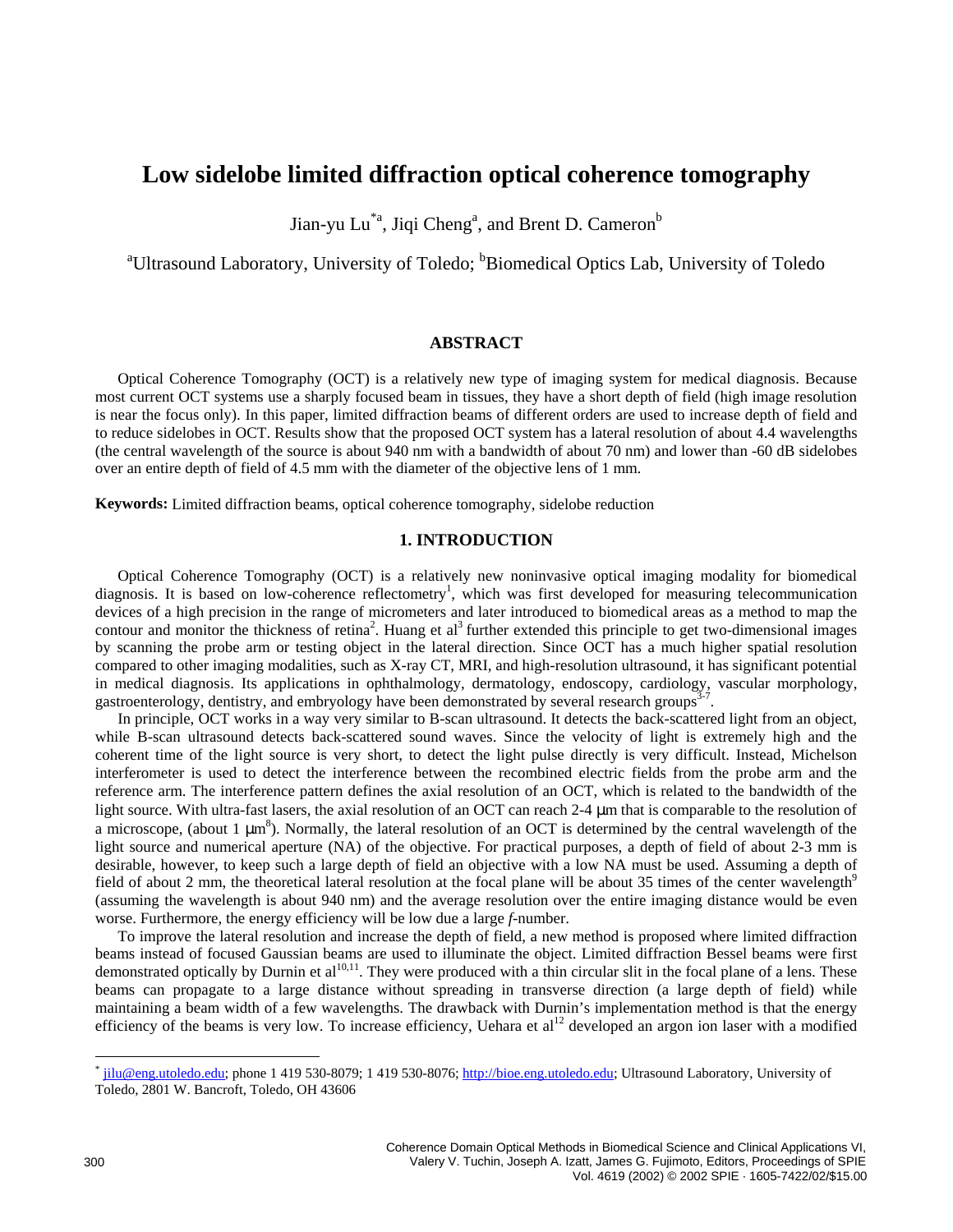# Low sidelobe limited diffraction optical coherence tomography

Jian-yu Lu[*a], Jiqi Cheng[a], and Brent D. Cameron[b]

[a]Ultrasound Laboratory, University of Toledo; [b]Biomedical Optics Lab, University of Toledo

## ABSTRACT

Optical Coherence Tomography (OCT) is a relatively new type of imaging system for medical diagnosis. Because most current OCT systems use a sharply focused beam in tissues, they have a short depth of field (high image resolution is near the focus only). In this paper, limited diffraction beams of different orders are used to increase depth of field and to reduce sidelobes in OCT. Results show that the proposed OCT system has a lateral resolution of about 4.4 wavelengths (the central wavelength of the source is about 940 nm with a bandwidth of about 70 nm) and lower than -60 dB sidelobes over an entire depth of field of 4.5 mm with the diameter of the objective lens of 1 mm.

**Keywords:** Limited diffraction beams, optical coherence tomography, sidelobe reduction

## 1. INTRODUCTION

Optical Coherence Tomography (OCT) is a relatively new noninvasive optical imaging modality for biomedical diagnosis. It is based on low-coherence reflectometry[1], which was first developed for measuring telecommunication devices of a high precision in the range of micrometers and later introduced to biomedical areas as a method to map the contour and monitor the thickness of retina[2]. Huang et al[3] further extended this principle to get two-dimensional images by scanning the probe arm or testing object in the lateral direction. Since OCT has a much higher spatial resolution compared to other imaging modalities, such as X-ray CT, MRI, and high-resolution ultrasound, it has significant potential in medical diagnosis. Its applications in ophthalmology, dermatology, endoscopy, cardiology, vascular morphology, gastroenterology, dentistry, and embryology have been demonstrated by several research groups[3-7].

In principle, OCT works in a way very similar to B-scan ultrasound. It detects the back-scattered light from an object, while B-scan ultrasound detects back-scattered sound waves. Since the velocity of light is extremely high and the coherent time of the light source is very short, to detect the light pulse directly is very difficult. Instead, Michelson interferometer is used to detect the interference between the recombined electric fields from the probe arm and the reference arm. The interference pattern defines the axial resolution of an OCT, which is related to the bandwidth of the light source. With ultra-fast lasers, the axial resolution of an OCT can reach 2-4 μm that is comparable to the resolution of a microscope, (about 1 μm[8]). Normally, the lateral resolution of an OCT is determined by the central wavelength of the light source and numerical aperture (NA) of the objective. For practical purposes, a depth of field of about 2-3 mm is desirable, however, to keep such a large depth of field an objective with a low NA must be used. Assuming a depth of field of about 2 mm, the theoretical lateral resolution at the focal plane will be about 35 times of the center wavelength[9] (assuming the wavelength is about 940 nm) and the average resolution over the entire imaging distance would be even worse. Furthermore, the energy efficiency will be low due a large *f*-number.

To improve the lateral resolution and increase the depth of field, a new method is proposed where limited diffraction beams instead of focused Gaussian beams are used to illuminate the object. Limited diffraction Bessel beams were first demonstrated optically by Durnin et al[10,11]. They were produced with a thin circular slit in the focal plane of a lens. These beams can propagate to a large distance without spreading in transverse direction (a large depth of field) while maintaining a beam width of a few wavelengths. The drawback with Durnin's implementation method is that the energy efficiency of the beams is very low. To increase efficiency, Uehara et al[12] developed an argon ion laser with a modified

---

[*] jilu@eng.utoledo.edu; phone 1 419 530-8079; 1 419 530-8076; http://bioe.eng.utoledo.edu; Ultrasound Laboratory, University of Toledo, 2801 W. Bancroft, Toledo, OH 43606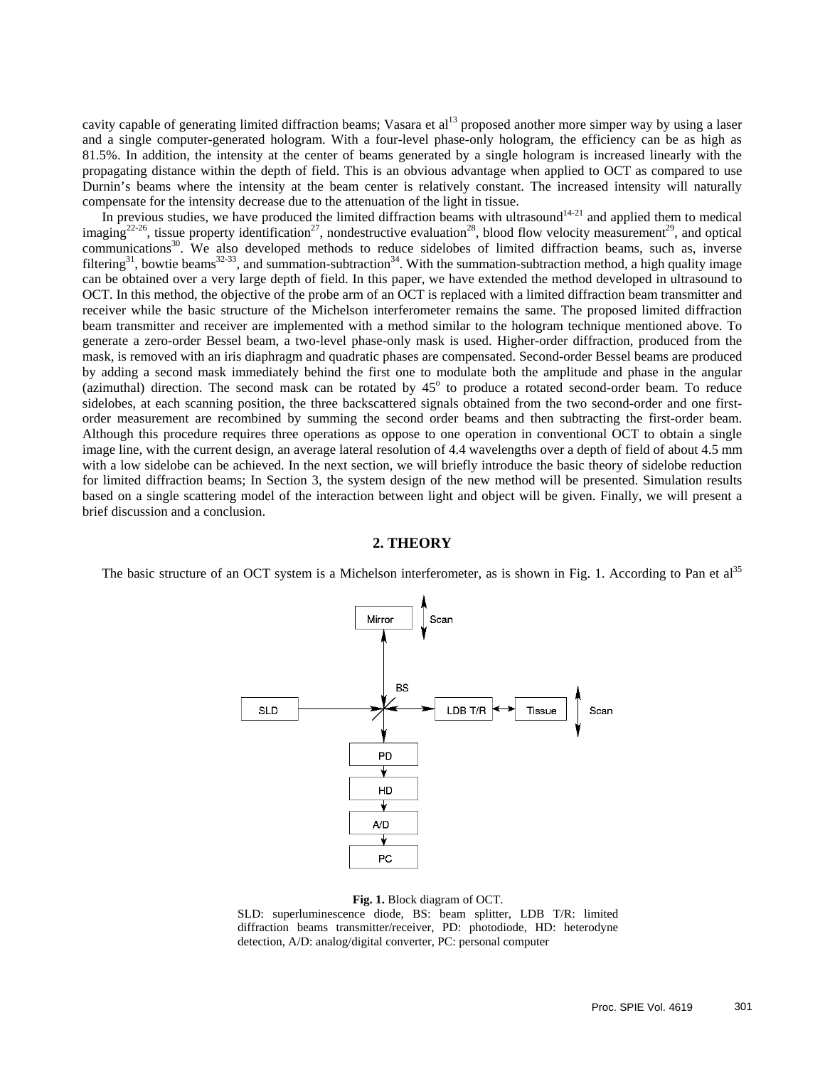cavity capable of generating limited diffraction beams; Vasara et al[13] proposed another more simper way by using a laser and a single computer-generated hologram. With a four-level phase-only hologram, the efficiency can be as high as 81.5%. In addition, the intensity at the center of beams generated by a single hologram is increased linearly with the propagating distance within the depth of field. This is an obvious advantage when applied to OCT as compared to use Durnin's beams where the intensity at the beam center is relatively constant. The increased intensity will naturally compensate for the intensity decrease due to the attenuation of the light in tissue.

In previous studies, we have produced the limited diffraction beams with ultrasound[14-21] and applied them to medical imaging[22-26], tissue property identification[27], nondestructive evaluation[28], blood flow velocity measurement[29], and optical communications[30]. We also developed methods to reduce sidelobes of limited diffraction beams, such as, inverse filtering[31], bowtie beams[32-33], and summation-subtraction[34]. With the summation-subtraction method, a high quality image can be obtained over a very large depth of field. In this paper, we have extended the method developed in ultrasound to OCT. In this method, the objective of the probe arm of an OCT is replaced with a limited diffraction beam transmitter and receiver while the basic structure of the Michelson interferometer remains the same. The proposed limited diffraction beam transmitter and receiver are implemented with a method similar to the hologram technique mentioned above. To generate a zero-order Bessel beam, a two-level phase-only mask is used. Higher-order diffraction, produced from the mask, is removed with an iris diaphragm and quadratic phases are compensated. Second-order Bessel beams are produced by adding a second mask immediately behind the first one to modulate both the amplitude and phase in the angular (azimuthal) direction. The second mask can be rotated by $45^o$ to produce a rotated second-order beam. To reduce sidelobes, at each scanning position, the three backscattered signals obtained from the two second-order and one first-order measurement are recombined by summing the second order beams and then subtracting the first-order beam. Although this procedure requires three operations as oppose to one operation in conventional OCT to obtain a single image line, with the current design, an average lateral resolution of 4.4 wavelengths over a depth of field of about 4.5 mm with a low sidelobe can be achieved. In the next section, we will briefly introduce the basic theory of sidelobe reduction for limited diffraction beams; In Section 3, the system design of the new method will be presented. Simulation results based on a single scattering model of the interaction between light and object will be given. Finally, we will present a brief discussion and a conclusion.

## 2. THEORY

The basic structure of an OCT system is a Michelson interferometer, as is shown in Fig. 1. According to Pan et al[35]

**Fig. 1.** Block diagram of OCT.
SLD: superluminescence diode, BS: beam splitter, LDB T/R: limited diffraction beams transmitter/receiver, PD: photodiode, HD: heterodyne detection, A/D: analog/digital converter, PC: personal computer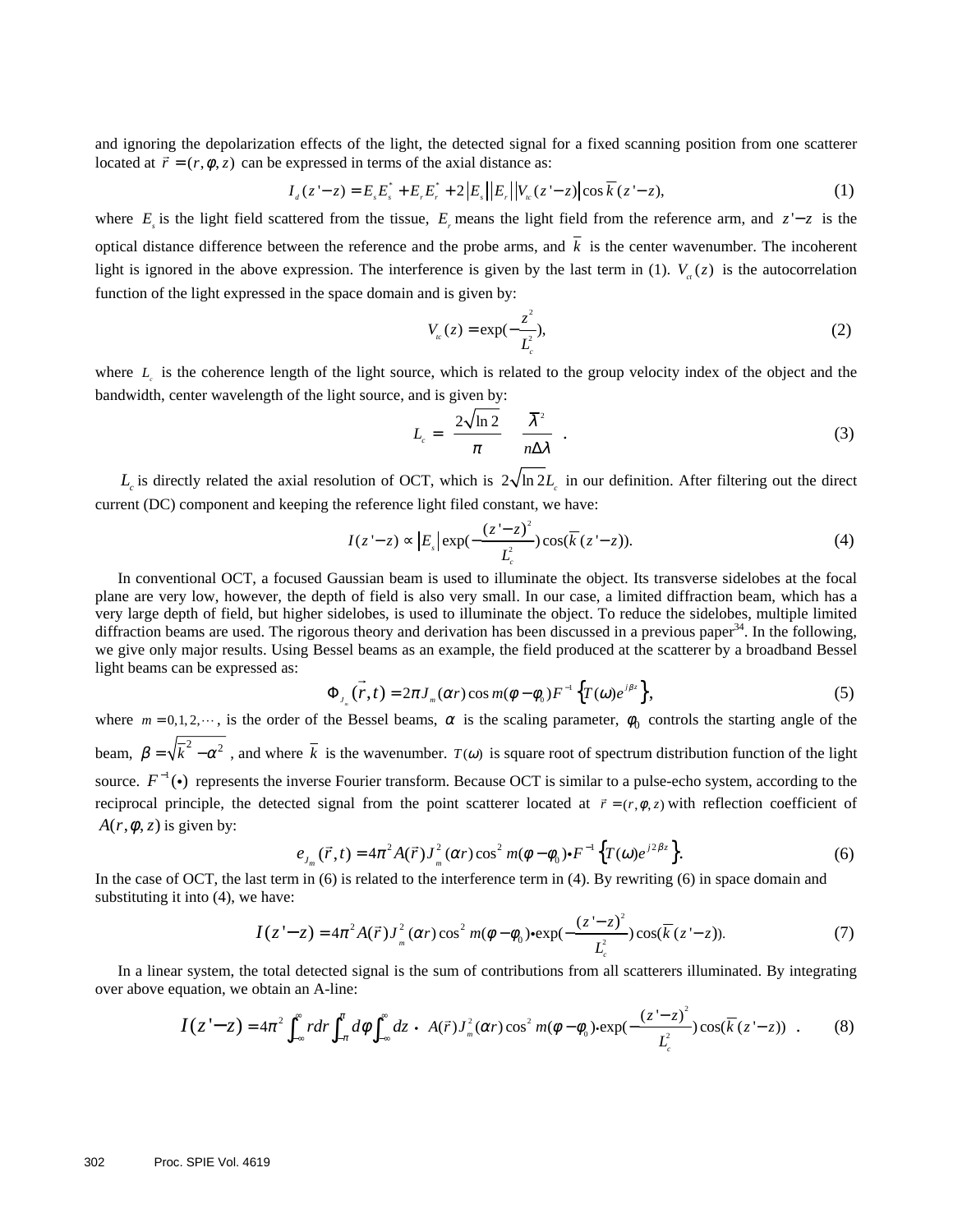and ignoring the depolarization effects of the light, the detected signal for a fixed scanning position from one scatterer located at $\vec{r} = (r, \phi, z)$ can be expressed in terms of the axial distance as:

$$I_d(z'-z) = E_s E_s^* + E_r E_r^* + 2\left|E_s\right|\left|E_r\right|\left|V_{tc}(z'-z)\right|\cos\bar{k}(z'-z), \tag{1}$$

where $E_s$ is the light field scattered from the tissue, $E_r$ means the light field from the reference arm, and $z'-z$ is the optical distance difference between the reference and the probe arms, and $\bar{k}$ is the center wavenumber. The incoherent light is ignored in the above expression. The interference is given by the last term in (1). $V_{ct}(z)$ is the autocorrelation function of the light expressed in the space domain and is given by:

$$V_{tc}(z) = \exp(-\frac{z^2}{L_c^2}), \tag{2}$$

where $L_c$ is the coherence length of the light source, which is related to the group velocity index of the object and the bandwidth, center wavelength of the light source, and is given by:

$$L_c = \frac{2\sqrt{\ln 2}}{\pi}\frac{\bar{\lambda}^2}{n\Delta\lambda}. \tag{3}$$

$L_c$ is directly related the axial resolution of OCT, which is $2\sqrt{\ln 2}L_c$ in our definition. After filtering out the direct current (DC) component and keeping the reference light filed constant, we have:

$$I(z'-z) \propto \left|E_s\right|\exp(-\frac{(z'-z)^2}{L_c^2})\cos(\bar{k}(z'-z)). \tag{4}$$

In conventional OCT, a focused Gaussian beam is used to illuminate the object. Its transverse sidelobes at the focal plane are very low, however, the depth of field is also very small. In our case, a limited diffraction beam, which has a very large depth of field, but higher sidelobes, is used to illuminate the object. To reduce the sidelobes, multiple limited diffraction beams are used. The rigorous theory and derivation has been discussed in a previous paper[34]. In the following, we give only major results. Using Bessel beams as an example, the field produced at the scatterer by a broadband Bessel light beams can be expressed as:

$$\Phi_{J_m}(\vec{r}, t) = 2\pi J_m(\alpha r)\cos m(\phi - \phi_0)F^{-1}\left\{T(\omega)e^{j\beta z}\right\}, \tag{5}$$

where $m = 0, 1, 2, \cdots$, is the order of the Bessel beams, $\alpha$ is the scaling parameter, $\phi_0$ controls the starting angle of the beam, $\beta = \sqrt{\bar{k}^2 - \alpha^2}$, and where $\bar{k}$ is the wavenumber. $T(\omega)$ is square root of spectrum distribution function of the light source. $F^{-1}(\bullet)$ represents the inverse Fourier transform. Because OCT is similar to a pulse-echo system, according to the reciprocal principle, the detected signal from the point scatterer located at $\vec{r} = (r, \phi, z)$ with reflection coefficient of $A(r, \phi, z)$ is given by:

$$e_{J_m}(\vec{r}, t) = 4\pi^2 A(\vec{r})J_m^2(\alpha r)\cos^2 m(\phi - \phi_0)\bullet F^{-1}\left\{T(\omega)e^{j2\beta z}\right\}. \tag{6}$$

In the case of OCT, the last term in (6) is related to the interference term in (4). By rewriting (6) in space domain and substituting it into (4), we have:

$$I(z'-z) = 4\pi^2 A(\vec{r})J_m^2(\alpha r)\cos^2 m(\phi - \phi_0)\bullet\exp(-\frac{(z'-z)^2}{L_c^2})\cos(\bar{k}(z'-z)). \tag{7}$$

In a linear system, the total detected signal is the sum of contributions from all scatterers illuminated. By integrating over above equation, we obtain an A-line:

$$I(z'-z) = 4\pi^2\int_{-\infty}^{\infty}rdr\int_{-\pi}^{\pi}d\phi\int_{-\infty}^{\infty}dz \bullet A(\vec{r})J_m^2(\alpha r)\cos^2 m(\phi - \phi_0)\bullet\exp(-\frac{(z'-z)^2}{L_c^2})\cos(\bar{k}(z'-z)). \tag{8}$$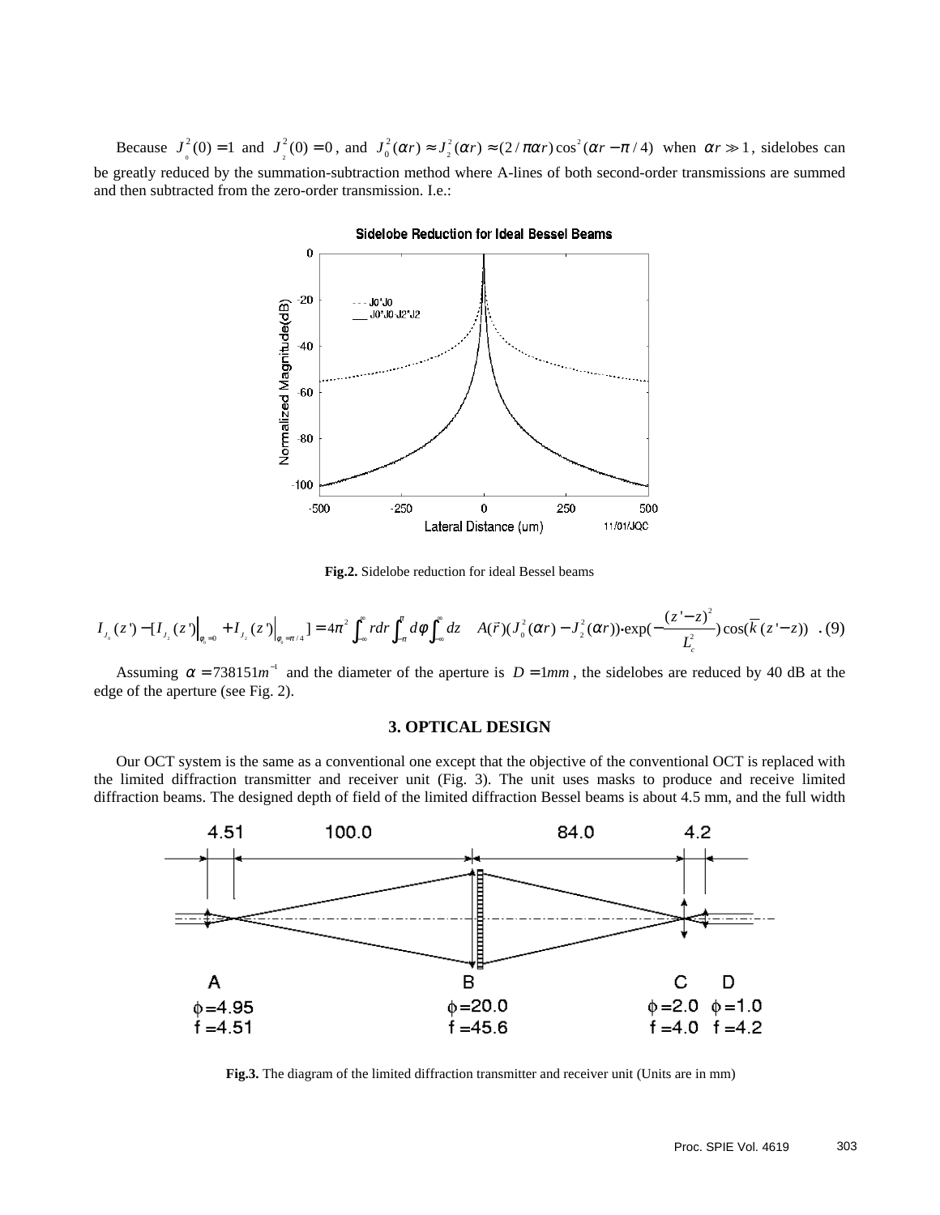Because $J_0^2(0)=1$ and $J_2^2(0)=0$, and $J_0^2(\alpha r) \approx J_2^2(\alpha r) \approx (2/\pi\alpha r)\cos^2(\alpha r - \pi/4)$ when $\alpha r \gg 1$, sidelobes can be greatly reduced by the summation-subtraction method where A-lines of both second-order transmissions are summed and then subtracted from the zero-order transmission. I.e.:

**Fig.2.** Sidelobe reduction for ideal Bessel beams

$$I_{J_0}(z') - [I_{J_2}(z')\big|_{\phi_0=0} + I_{J_2}(z')\big|_{\phi_0=\pi/4}] = 4\pi^2 \int_{-\infty}^{\infty} r dr \int_{-\pi}^{\pi} d\phi \int_{-\infty}^{\infty} dz \quad A(\vec{r})(J_0^2(\alpha r) - J_2^2(\alpha r)) \cdot \exp(-\frac{(z'-z)^2}{L_c^2}) \cos(\bar{k}(z'-z)) \quad . (9)$$

Assuming $\alpha = 738151 m^{-1}$ and the diameter of the aperture is $D = 1mm$, the sidelobes are reduced by 40 dB at the edge of the aperture (see Fig. 2).

## 3. OPTICAL DESIGN

Our OCT system is the same as a conventional one except that the objective of the conventional OCT is replaced with the limited diffraction transmitter and receiver unit (Fig. 3). The unit uses masks to produce and receive limited diffraction beams. The designed depth of field of the limited diffraction Bessel beams is about 4.5 mm, and the full width

**Fig.3.** The diagram of the limited diffraction transmitter and receiver unit (Units are in mm)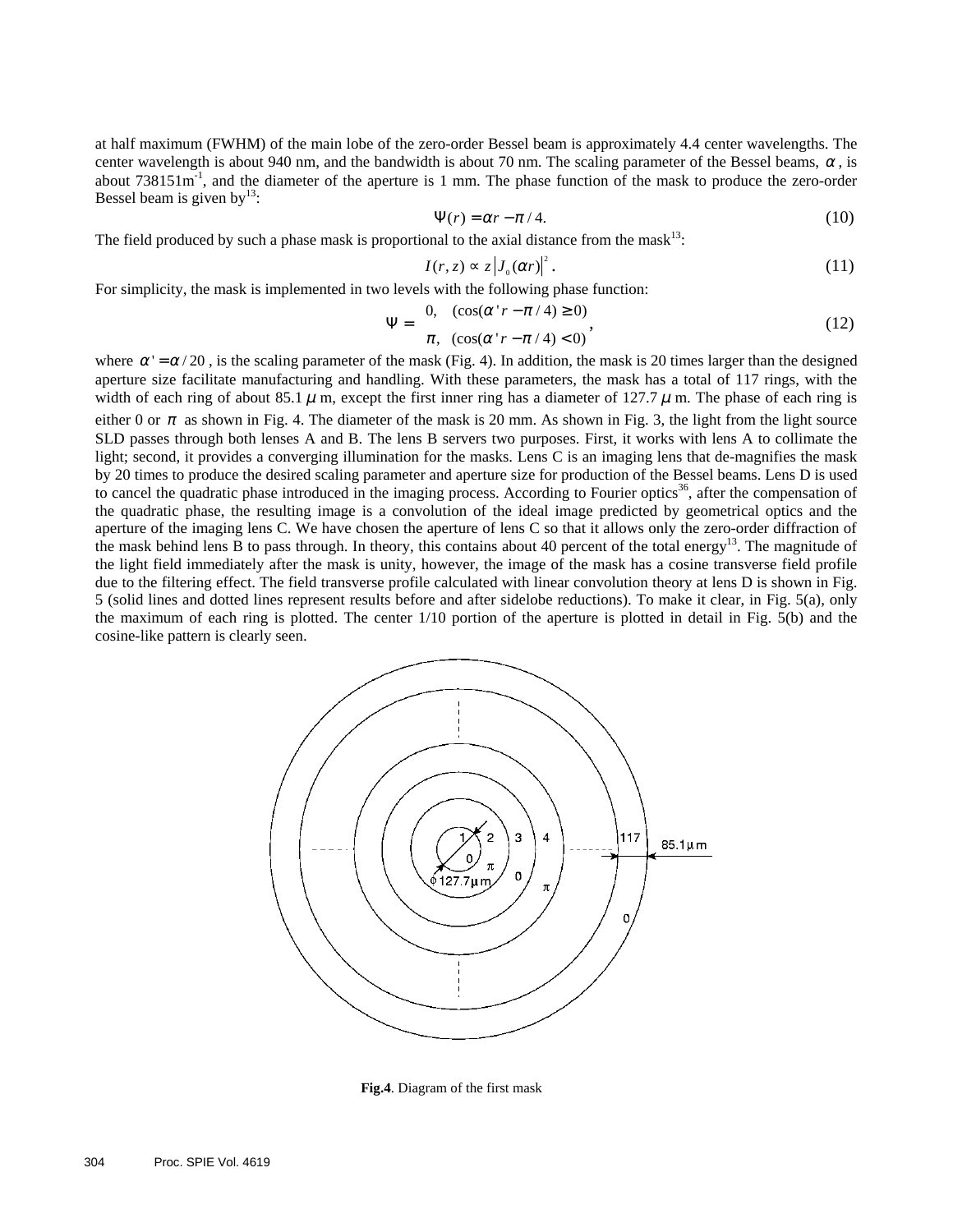at half maximum (FWHM) of the main lobe of the zero-order Bessel beam is approximately 4.4 center wavelengths. The center wavelength is about 940 nm, and the bandwidth is about 70 nm. The scaling parameter of the Bessel beams, $\alpha$, is about 738151m$^{-1}$, and the diameter of the aperture is 1 mm. The phase function of the mask to produce the zero-order Bessel beam is given by[13]:

$$\Psi(r) = \alpha r - \pi / 4. \tag{10}$$

The field produced by such a phase mask is proportional to the axial distance from the mask[13]:

$$I(r,z) \propto z \left| J_0(\alpha r) \right|^2. \tag{11}$$

For simplicity, the mask is implemented in two levels with the following phase function:

$$\Psi = \begin{cases} 0, & (\cos(\alpha' r - \pi/4) \geq 0) \\ \pi, & (\cos(\alpha' r - \pi/4) < 0) \end{cases}, \tag{12}$$

where $\alpha' = \alpha / 20$, is the scaling parameter of the mask (Fig. 4). In addition, the mask is 20 times larger than the designed aperture size facilitate manufacturing and handling. With these parameters, the mask has a total of 117 rings, with the width of each ring of about 85.1$\mu$m, except the first inner ring has a diameter of 127.7$\mu$m. The phase of each ring is either 0 or $\pi$ as shown in Fig. 4. The diameter of the mask is 20 mm. As shown in Fig. 3, the light from the light source SLD passes through both lenses A and B. The lens B servers two purposes. First, it works with lens A to collimate the light; second, it provides a converging illumination for the masks. Lens C is an imaging lens that de-magnifies the mask by 20 times to produce the desired scaling parameter and aperture size for production of the Bessel beams. Lens D is used to cancel the quadratic phase introduced in the imaging process. According to Fourier optics[36], after the compensation of the quadratic phase, the resulting image is a convolution of the ideal image predicted by geometrical optics and the aperture of the imaging lens C. We have chosen the aperture of lens C so that it allows only the zero-order diffraction of the mask behind lens B to pass through. In theory, this contains about 40 percent of the total energy[13]. The magnitude of the light field immediately after the mask is unity, however, the image of the mask has a cosine transverse field profile due to the filtering effect. The field transverse profile calculated with linear convolution theory at lens D is shown in Fig. 5 (solid lines and dotted lines represent results before and after sidelobe reductions). To make it clear, in Fig. 5(a), only the maximum of each ring is plotted. The center 1/10 portion of the aperture is plotted in detail in Fig. 5(b) and the cosine-like pattern is clearly seen.

**Fig.4**. Diagram of the first mask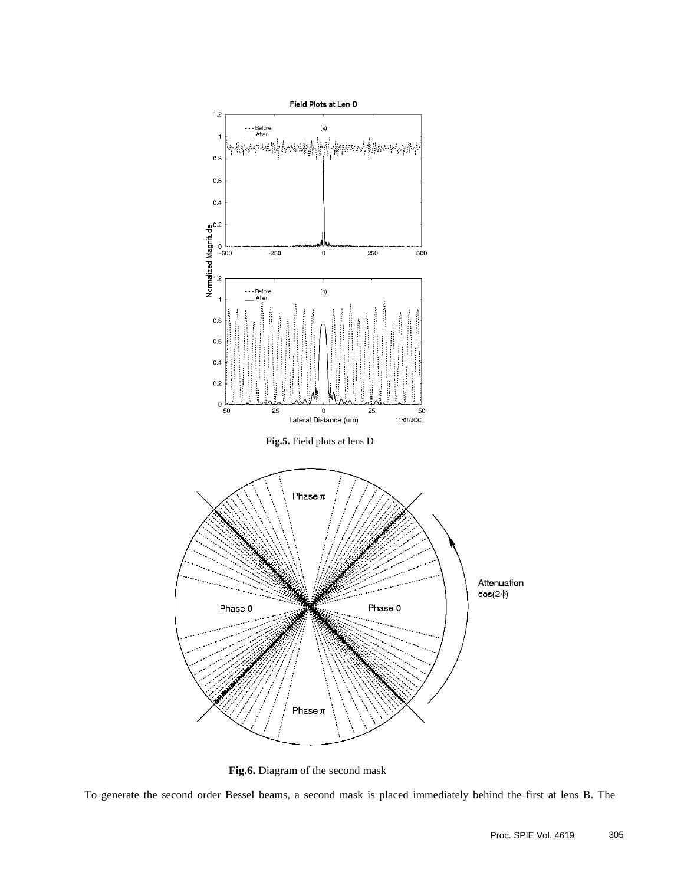**Fig.5.** Field plots at lens D

**Fig.6.** Diagram of the second mask

To generate the second order Bessel beams, a second mask is placed immediately behind the first at lens B. The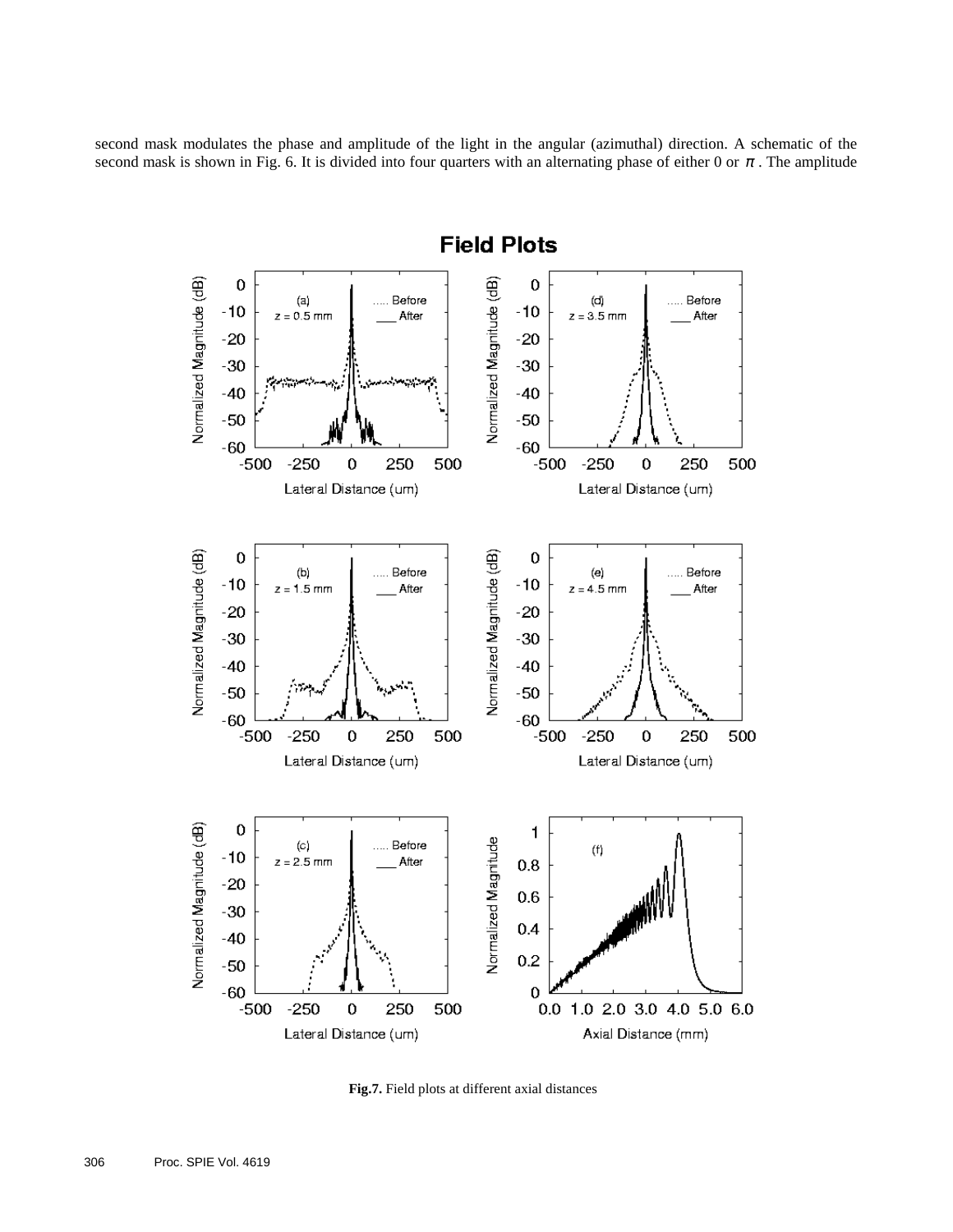second mask modulates the phase and amplitude of the light in the angular (azimuthal) direction. A schematic of the second mask is shown in Fig. 6. It is divided into four quarters with an alternating phase of either 0 or $\pi$. The amplitude

**Fig.7.** Field plots at different axial distances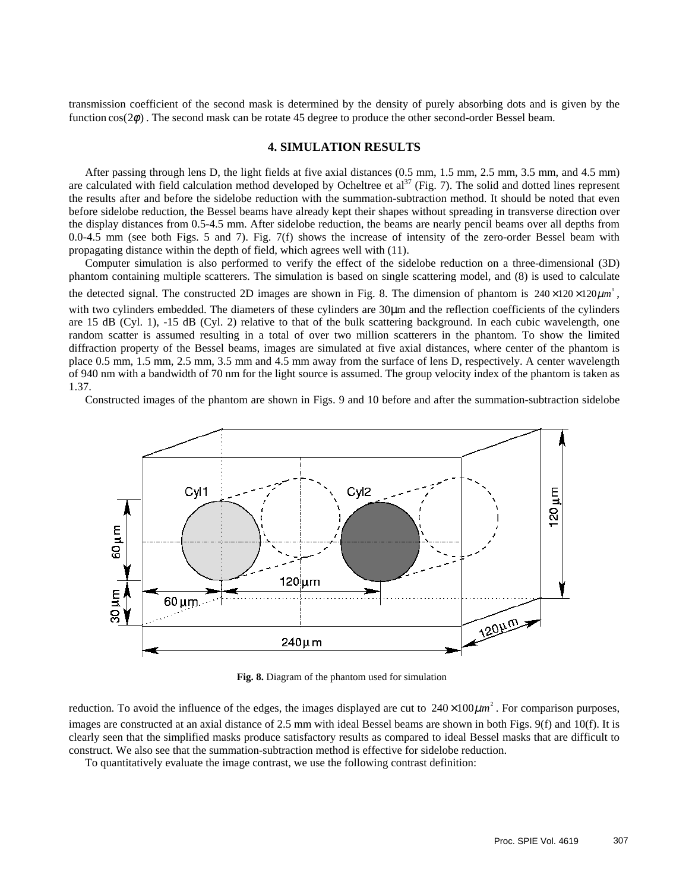transmission coefficient of the second mask is determined by the density of purely absorbing dots and is given by the function $\cos(2\phi)$. The second mask can be rotate 45 degree to produce the other second-order Bessel beam.

## 4. SIMULATION RESULTS

After passing through lens D, the light fields at five axial distances (0.5 mm, 1.5 mm, 2.5 mm, 3.5 mm, and 4.5 mm) are calculated with field calculation method developed by Ocheltree et al[37] (Fig. 7). The solid and dotted lines represent the results after and before the sidelobe reduction with the summation-subtraction method. It should be noted that even before sidelobe reduction, the Bessel beams have already kept their shapes without spreading in transverse direction over the display distances from 0.5-4.5 mm. After sidelobe reduction, the beams are nearly pencil beams over all depths from 0.0-4.5 mm (see both Figs. 5 and 7). Fig. 7(f) shows the increase of intensity of the zero-order Bessel beam with propagating distance within the depth of field, which agrees well with (11).

Computer simulation is also performed to verify the effect of the sidelobe reduction on a three-dimensional (3D) phantom containing multiple scatterers. The simulation is based on single scattering model, and (8) is used to calculate the detected signal. The constructed 2D images are shown in Fig. 8. The dimension of phantom is $240 \times 120 \times 120 \mu m^3$, with two cylinders embedded. The diameters of these cylinders are 30μm and the reflection coefficients of the cylinders are 15 dB (Cyl. 1), -15 dB (Cyl. 2) relative to that of the bulk scattering background. In each cubic wavelength, one random scatter is assumed resulting in a total of over two million scatterers in the phantom. To show the limited diffraction property of the Bessel beams, images are simulated at five axial distances, where center of the phantom is place 0.5 mm, 1.5 mm, 2.5 mm, 3.5 mm and 4.5 mm away from the surface of lens D, respectively. A center wavelength of 940 nm with a bandwidth of 70 nm for the light source is assumed. The group velocity index of the phantom is taken as 1.37.

Constructed images of the phantom are shown in Figs. 9 and 10 before and after the summation-subtraction sidelobe reduction. To avoid the influence of the edges, the images displayed are cut to $240 \times 100 \mu m^2$. For comparison purposes, images are constructed at an axial distance of 2.5 mm with ideal Bessel beams are shown in both Figs. 9(f) and 10(f). It is clearly seen that the simplified masks produce satisfactory results as compared to ideal Bessel masks that are difficult to construct. We also see that the summation-subtraction method is effective for sidelobe reduction.

**Fig. 8.** Diagram of the phantom used for simulation

To quantitatively evaluate the image contrast, we use the following contrast definition: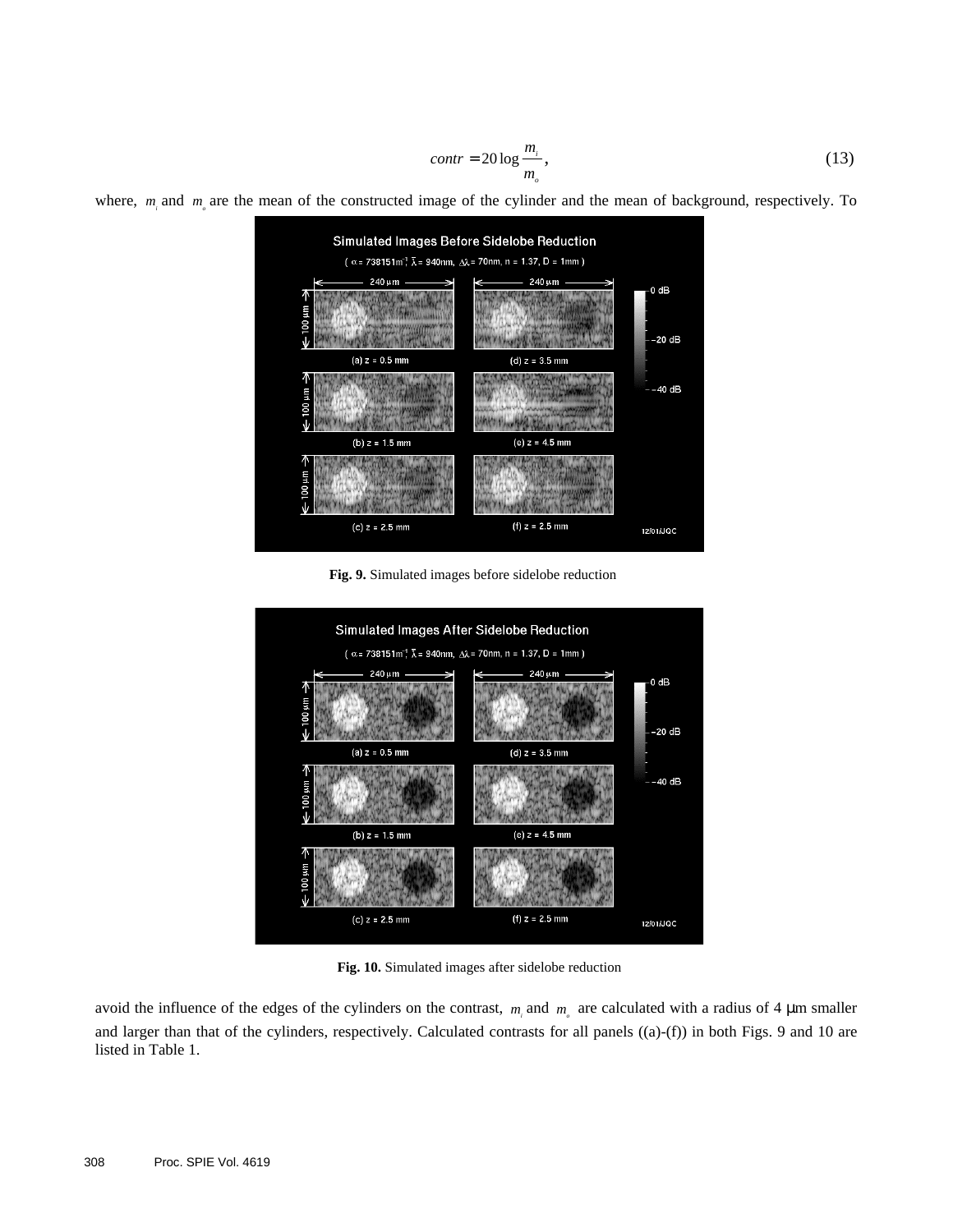$$contr = 20\log\frac{m_i}{m_o}, \tag{13}$$

where, $m_i$ and $m_o$ are the mean of the constructed image of the cylinder and the mean of background, respectively. To

**Fig. 9.** Simulated images before sidelobe reduction

**Fig. 10.** Simulated images after sidelobe reduction

avoid the influence of the edges of the cylinders on the contrast, $m_i$ and $m_o$ are calculated with a radius of 4 μm smaller and larger than that of the cylinders, respectively. Calculated contrasts for all panels ((a)-(f)) in both Figs. 9 and 10 are listed in Table 1.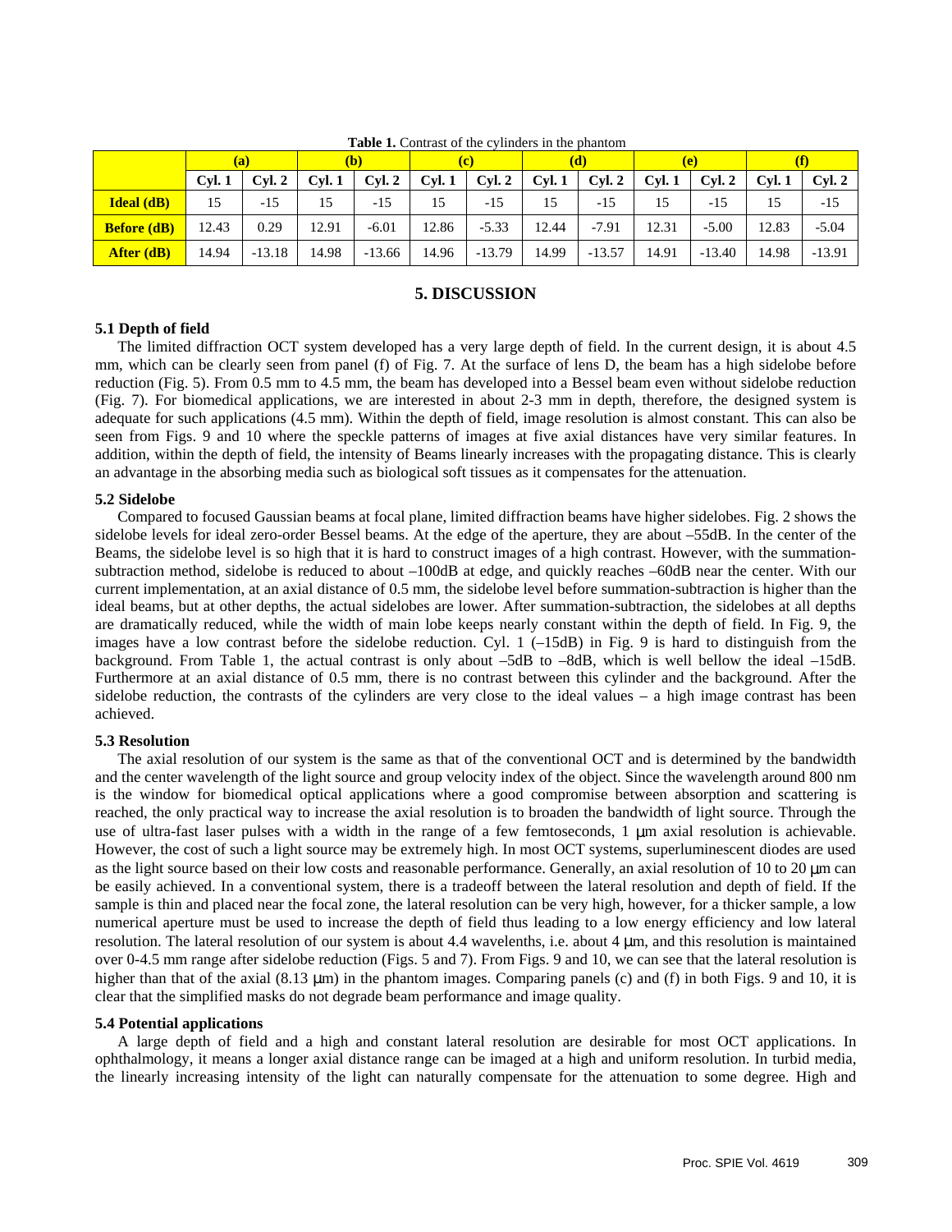**Table 1.** Contrast of the cylinders in the phantom

| | (a) | | (b) | | (c) | | (d) | | (e) | | (f) | |
|---|---|---|---|---|---|---|---|---|---|---|---|---|
| | **Cyl. 1** | **Cyl. 2** | **Cyl. 1** | **Cyl. 2** | **Cyl. 1** | **Cyl. 2** | **Cyl. 1** | **Cyl. 2** | **Cyl. 1** | **Cyl. 2** | **Cyl. 1** | **Cyl. 2** |
| **Ideal (dB)** | 15 | -15 | 15 | -15 | 15 | -15 | 15 | -15 | 15 | -15 | 15 | -15 |
| **Before (dB)** | 12.43 | 0.29 | 12.91 | -6.01 | 12.86 | -5.33 | 12.44 | -7.91 | 12.31 | -5.00 | 12.83 | -5.04 |
| **After (dB)** | 14.94 | -13.18 | 14.98 | -13.66 | 14.96 | -13.79 | 14.99 | -13.57 | 14.91 | -13.40 | 14.98 | -13.91 |

## 5. DISCUSSION

### 5.1 Depth of field

The limited diffraction OCT system developed has a very large depth of field. In the current design, it is about 4.5 mm, which can be clearly seen from panel (f) of Fig. 7. At the surface of lens D, the beam has a high sidelobe before reduction (Fig. 5). From 0.5 mm to 4.5 mm, the beam has developed into a Bessel beam even without sidelobe reduction (Fig. 7). For biomedical applications, we are interested in about 2-3 mm in depth, therefore, the designed system is adequate for such applications (4.5 mm). Within the depth of field, image resolution is almost constant. This can also be seen from Figs. 9 and 10 where the speckle patterns of images at five axial distances have very similar features. In addition, within the depth of field, the intensity of Beams linearly increases with the propagating distance. This is clearly an advantage in the absorbing media such as biological soft tissues as it compensates for the attenuation.

### 5.2 Sidelobe

Compared to focused Gaussian beams at focal plane, limited diffraction beams have higher sidelobes. Fig. 2 shows the sidelobe levels for ideal zero-order Bessel beams. At the edge of the aperture, they are about –55dB. In the center of the Beams, the sidelobe level is so high that it is hard to construct images of a high contrast. However, with the summation-subtraction method, sidelobe is reduced to about –100dB at edge, and quickly reaches –60dB near the center. With our current implementation, at an axial distance of 0.5 mm, the sidelobe level before summation-subtraction is higher than the ideal beams, but at other depths, the actual sidelobes are lower. After summation-subtraction, the sidelobes at all depths are dramatically reduced, while the width of main lobe keeps nearly constant within the depth of field. In Fig. 9, the images have a low contrast before the sidelobe reduction. Cyl. 1 (–15dB) in Fig. 9 is hard to distinguish from the background. From Table 1, the actual contrast is only about –5dB to –8dB, which is well bellow the ideal –15dB. Furthermore at an axial distance of 0.5 mm, there is no contrast between this cylinder and the background. After the sidelobe reduction, the contrasts of the cylinders are very close to the ideal values – a high image contrast has been achieved.

### 5.3 Resolution

The axial resolution of our system is the same as that of the conventional OCT and is determined by the bandwidth and the center wavelength of the light source and group velocity index of the object. Since the wavelength around 800 nm is the window for biomedical optical applications where a good compromise between absorption and scattering is reached, the only practical way to increase the axial resolution is to broaden the bandwidth of light source. Through the use of ultra-fast laser pulses with a width in the range of a few femtoseconds, 1 μm axial resolution is achievable. However, the cost of such a light source may be extremely high. In most OCT systems, superluminescent diodes are used as the light source based on their low costs and reasonable performance. Generally, an axial resolution of 10 to 20 μm can be easily achieved. In a conventional system, there is a tradeoff between the lateral resolution and depth of field. If the sample is thin and placed near the focal zone, the lateral resolution can be very high, however, for a thicker sample, a low numerical aperture must be used to increase the depth of field thus leading to a low energy efficiency and low lateral resolution. The lateral resolution of our system is about 4.4 wavelenths, i.e. about 4 μm, and this resolution is maintained over 0-4.5 mm range after sidelobe reduction (Figs. 5 and 7). From Figs. 9 and 10, we can see that the lateral resolution is higher than that of the axial (8.13 μm) in the phantom images. Comparing panels (c) and (f) in both Figs. 9 and 10, it is clear that the simplified masks do not degrade beam performance and image quality.

### 5.4 Potential applications

A large depth of field and a high and constant lateral resolution are desirable for most OCT applications. In ophthalmology, it means a longer axial distance range can be imaged at a high and uniform resolution. In turbid media, the linearly increasing intensity of the light can naturally compensate for the attenuation to some degree. High and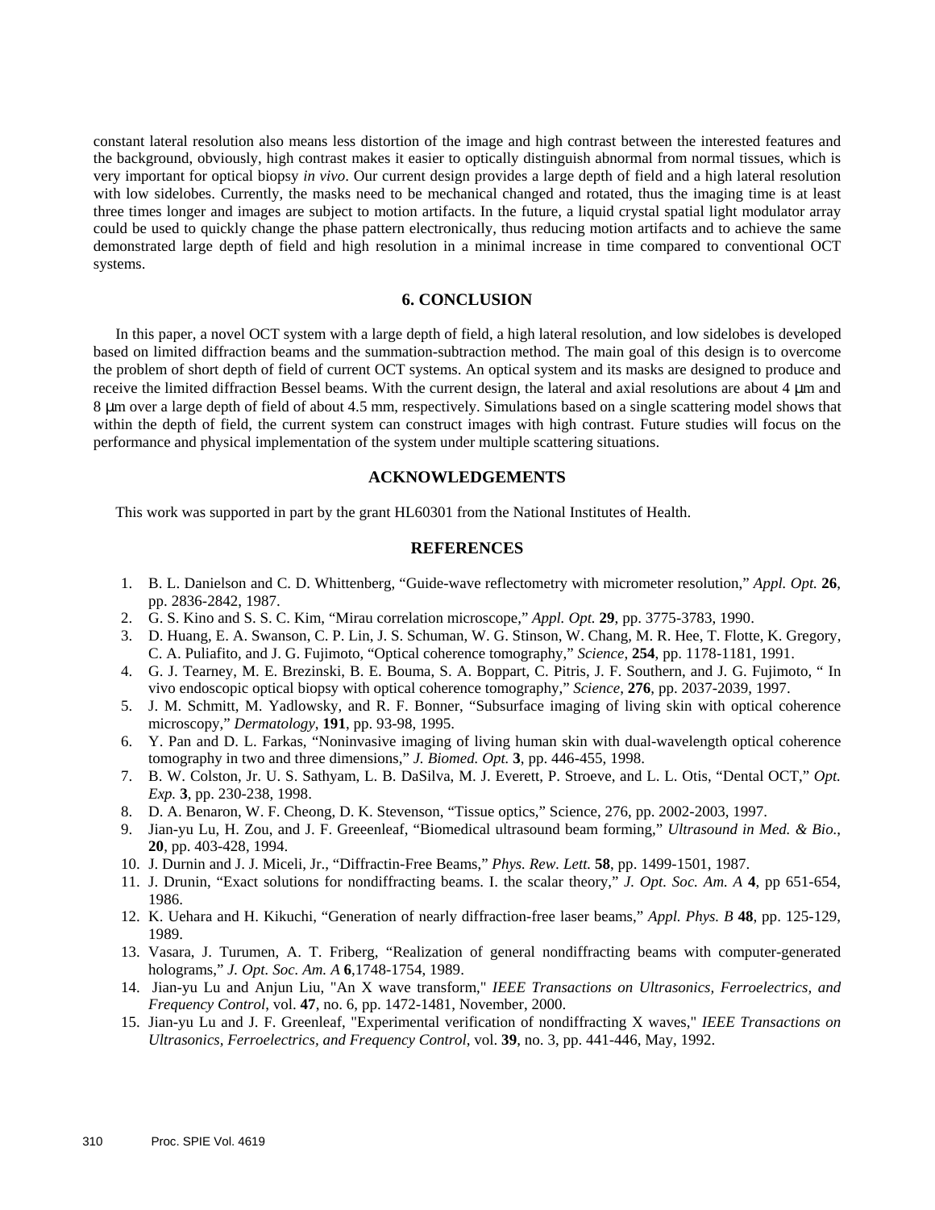constant lateral resolution also means less distortion of the image and high contrast between the interested features and the background, obviously, high contrast makes it easier to optically distinguish abnormal from normal tissues, which is very important for optical biopsy *in vivo*. Our current design provides a large depth of field and a high lateral resolution with low sidelobes. Currently, the masks need to be mechanical changed and rotated, thus the imaging time is at least three times longer and images are subject to motion artifacts. In the future, a liquid crystal spatial light modulator array could be used to quickly change the phase pattern electronically, thus reducing motion artifacts and to achieve the same demonstrated large depth of field and high resolution in a minimal increase in time compared to conventional OCT systems.

## 6. CONCLUSION

In this paper, a novel OCT system with a large depth of field, a high lateral resolution, and low sidelobes is developed based on limited diffraction beams and the summation-subtraction method. The main goal of this design is to overcome the problem of short depth of field of current OCT systems. An optical system and its masks are designed to produce and receive the limited diffraction Bessel beams. With the current design, the lateral and axial resolutions are about 4 μm and 8 μm over a large depth of field of about 4.5 mm, respectively. Simulations based on a single scattering model shows that within the depth of field, the current system can construct images with high contrast. Future studies will focus on the performance and physical implementation of the system under multiple scattering situations.

## ACKNOWLEDGEMENTS

This work was supported in part by the grant HL60301 from the National Institutes of Health.

## REFERENCES

1. B. L. Danielson and C. D. Whittenberg, "Guide-wave reflectometry with micrometer resolution," *Appl. Opt.* **26**, pp. 2836-2842, 1987.
2. G. S. Kino and S. S. C. Kim, "Mirau correlation microscope," *Appl. Opt.* **29**, pp. 3775-3783, 1990.
3. D. Huang, E. A. Swanson, C. P. Lin, J. S. Schuman, W. G. Stinson, W. Chang, M. R. Hee, T. Flotte, K. Gregory, C. A. Puliafito, and J. G. Fujimoto, "Optical coherence tomography," *Science*, **254**, pp. 1178-1181, 1991.
4. G. J. Tearney, M. E. Brezinski, B. E. Bouma, S. A. Boppart, C. Pitris, J. F. Southern, and J. G. Fujimoto, " In vivo endoscopic optical biopsy with optical coherence tomography," *Science*, **276**, pp. 2037-2039, 1997.
5. J. M. Schmitt, M. Yadlowsky, and R. F. Bonner, "Subsurface imaging of living skin with optical coherence microscopy," *Dermatology*, **191**, pp. 93-98, 1995.
6. Y. Pan and D. L. Farkas, "Noninvasive imaging of living human skin with dual-wavelength optical coherence tomography in two and three dimensions," *J. Biomed. Opt.* **3**, pp. 446-455, 1998.
7. B. W. Colston, Jr. U. S. Sathyam, L. B. DaSilva, M. J. Everett, P. Stroeve, and L. L. Otis, "Dental OCT," *Opt. Exp.* **3**, pp. 230-238, 1998.
8. D. A. Benaron, W. F. Cheong, D. K. Stevenson, "Tissue optics," Science, 276, pp. 2002-2003, 1997.
9. Jian-yu Lu, H. Zou, and J. F. Greeenleaf, "Biomedical ultrasound beam forming," *Ultrasound in Med. & Bio.*, **20**, pp. 403-428, 1994.
10. J. Durnin and J. J. Miceli, Jr., "Diffractin-Free Beams," *Phys. Rew. Lett.* **58**, pp. 1499-1501, 1987.
11. J. Drunin, "Exact solutions for nondiffracting beams. I. the scalar theory," *J. Opt. Soc. Am. A* **4**, pp 651-654, 1986.
12. K. Uehara and H. Kikuchi, "Generation of nearly diffraction-free laser beams," *Appl. Phys. B* **48**, pp. 125-129, 1989.
13. Vasara, J. Turumen, A. T. Friberg, "Realization of general nondiffracting beams with computer-generated holograms," *J. Opt. Soc. Am. A* **6**,1748-1754, 1989.
14. Jian-yu Lu and Anjun Liu, "An X wave transform," *IEEE Transactions on Ultrasonics, Ferroelectrics, and Frequency Control*, vol. **47**, no. 6, pp. 1472-1481, November, 2000.
15. Jian-yu Lu and J. F. Greenleaf, "Experimental verification of nondiffracting X waves," *IEEE Transactions on Ultrasonics, Ferroelectrics, and Frequency Control*, vol. **39**, no. 3, pp. 441-446, May, 1992.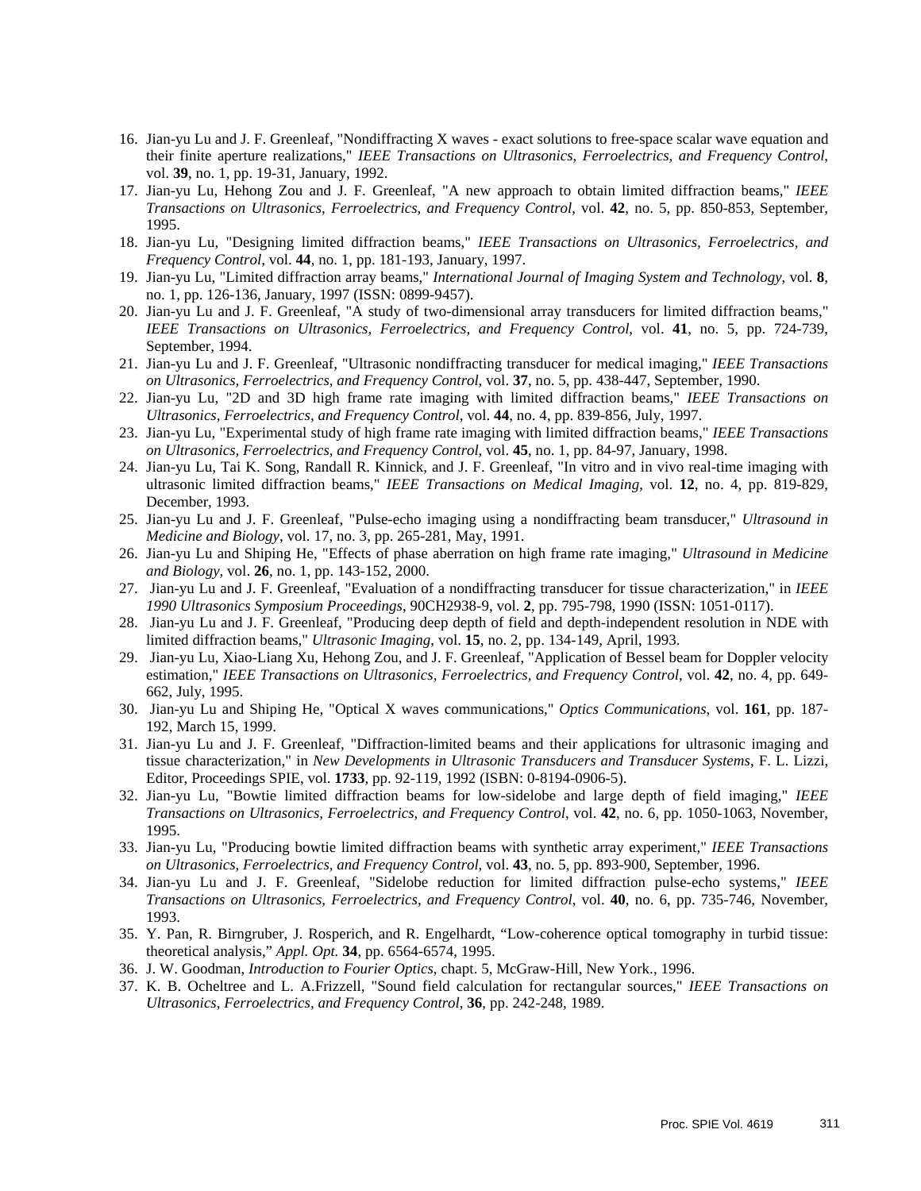16. Jian-yu Lu and J. F. Greenleaf, "Nondiffracting X waves - exact solutions to free-space scalar wave equation and their finite aperture realizations," *IEEE Transactions on Ultrasonics, Ferroelectrics, and Frequency Control*, vol. **39**, no. 1, pp. 19-31, January, 1992.
17. Jian-yu Lu, Hehong Zou and J. F. Greenleaf, "A new approach to obtain limited diffraction beams," *IEEE Transactions on Ultrasonics, Ferroelectrics, and Frequency Control*, vol. **42**, no. 5, pp. 850-853, September, 1995.
18. Jian-yu Lu, "Designing limited diffraction beams," *IEEE Transactions on Ultrasonics, Ferroelectrics, and Frequency Control*, vol. **44**, no. 1, pp. 181-193, January, 1997.
19. Jian-yu Lu, "Limited diffraction array beams," *International Journal of Imaging System and Technology,* vol. **8**, no. 1, pp. 126-136, January, 1997 (ISSN: 0899-9457).
20. Jian-yu Lu and J. F. Greenleaf, "A study of two-dimensional array transducers for limited diffraction beams," *IEEE Transactions on Ultrasonics, Ferroelectrics, and Frequency Control*, vol. **41**, no. 5, pp. 724-739, September, 1994.
21. Jian-yu Lu and J. F. Greenleaf, "Ultrasonic nondiffracting transducer for medical imaging," *IEEE Transactions on Ultrasonics, Ferroelectrics, and Frequency Control*, vol. **37**, no. 5, pp. 438-447, September, 1990.
22. Jian-yu Lu, "2D and 3D high frame rate imaging with limited diffraction beams," *IEEE Transactions on Ultrasonics, Ferroelectrics, and Frequency Control*, vol. **44**, no. 4, pp. 839-856, July, 1997.
23. Jian-yu Lu, "Experimental study of high frame rate imaging with limited diffraction beams," *IEEE Transactions on Ultrasonics, Ferroelectrics, and Frequency Control*, vol. **45**, no. 1, pp. 84-97, January, 1998.
24. Jian-yu Lu, Tai K. Song, Randall R. Kinnick, and J. F. Greenleaf, "In vitro and in vivo real-time imaging with ultrasonic limited diffraction beams," *IEEE Transactions on Medical Imaging*, vol. **12**, no. 4, pp. 819-829, December, 1993.
25. Jian-yu Lu and J. F. Greenleaf, "Pulse-echo imaging using a nondiffracting beam transducer," *Ultrasound in Medicine and Biology*, vol. 17, no. 3, pp. 265-281, May, 1991.
26. Jian-yu Lu and Shiping He, "Effects of phase aberration on high frame rate imaging," *Ultrasound in Medicine and Biology*, vol. **26**, no. 1, pp. 143-152, 2000.
27. Jian-yu Lu and J. F. Greenleaf, "Evaluation of a nondiffracting transducer for tissue characterization," in *IEEE 1990 Ultrasonics Symposium Proceedings*, 90CH2938-9, vol. **2**, pp. 795-798, 1990 (ISSN: 1051-0117).
28. Jian-yu Lu and J. F. Greenleaf, "Producing deep depth of field and depth-independent resolution in NDE with limited diffraction beams," *Ultrasonic Imaging*, vol. **15**, no. 2, pp. 134-149, April, 1993.
29. Jian-yu Lu, Xiao-Liang Xu, Hehong Zou, and J. F. Greenleaf, "Application of Bessel beam for Doppler velocity estimation," *IEEE Transactions on Ultrasonics, Ferroelectrics, and Frequency Control*, vol. **42**, no. 4, pp. 649-662, July, 1995.
30. Jian-yu Lu and Shiping He, "Optical X waves communications," *Optics Communications*, vol. **161**, pp. 187-192, March 15, 1999.
31. Jian-yu Lu and J. F. Greenleaf, "Diffraction-limited beams and their applications for ultrasonic imaging and tissue characterization," in *New Developments in Ultrasonic Transducers and Transducer Systems*, F. L. Lizzi, Editor, Proceedings SPIE, vol. **1733**, pp. 92-119, 1992 (ISBN: 0-8194-0906-5).
32. Jian-yu Lu, "Bowtie limited diffraction beams for low-sidelobe and large depth of field imaging," *IEEE Transactions on Ultrasonics, Ferroelectrics, and Frequency Control*, vol. **42**, no. 6, pp. 1050-1063, November, 1995.
33. Jian-yu Lu, "Producing bowtie limited diffraction beams with synthetic array experiment," *IEEE Transactions on Ultrasonics, Ferroelectrics, and Frequency Control*, vol. **43**, no. 5, pp. 893-900, September, 1996.
34. Jian-yu Lu and J. F. Greenleaf, "Sidelobe reduction for limited diffraction pulse-echo systems," *IEEE Transactions on Ultrasonics, Ferroelectrics, and Frequency Control*, vol. **40**, no. 6, pp. 735-746, November, 1993.
35. Y. Pan, R. Birngruber, J. Rosperich, and R. Engelhardt, "Low-coherence optical tomography in turbid tissue: theoretical analysis," *Appl. Opt.* **34**, pp. 6564-6574, 1995.
36. J. W. Goodman, *Introduction to Fourier Optics*, chapt. 5, McGraw-Hill, New York., 1996.
37. K. B. Ocheltree and L. A.Frizzell, "Sound field calculation for rectangular sources," *IEEE Transactions on Ultrasonics, Ferroelectrics, and Frequency Control*, **36**, pp. 242-248, 1989.